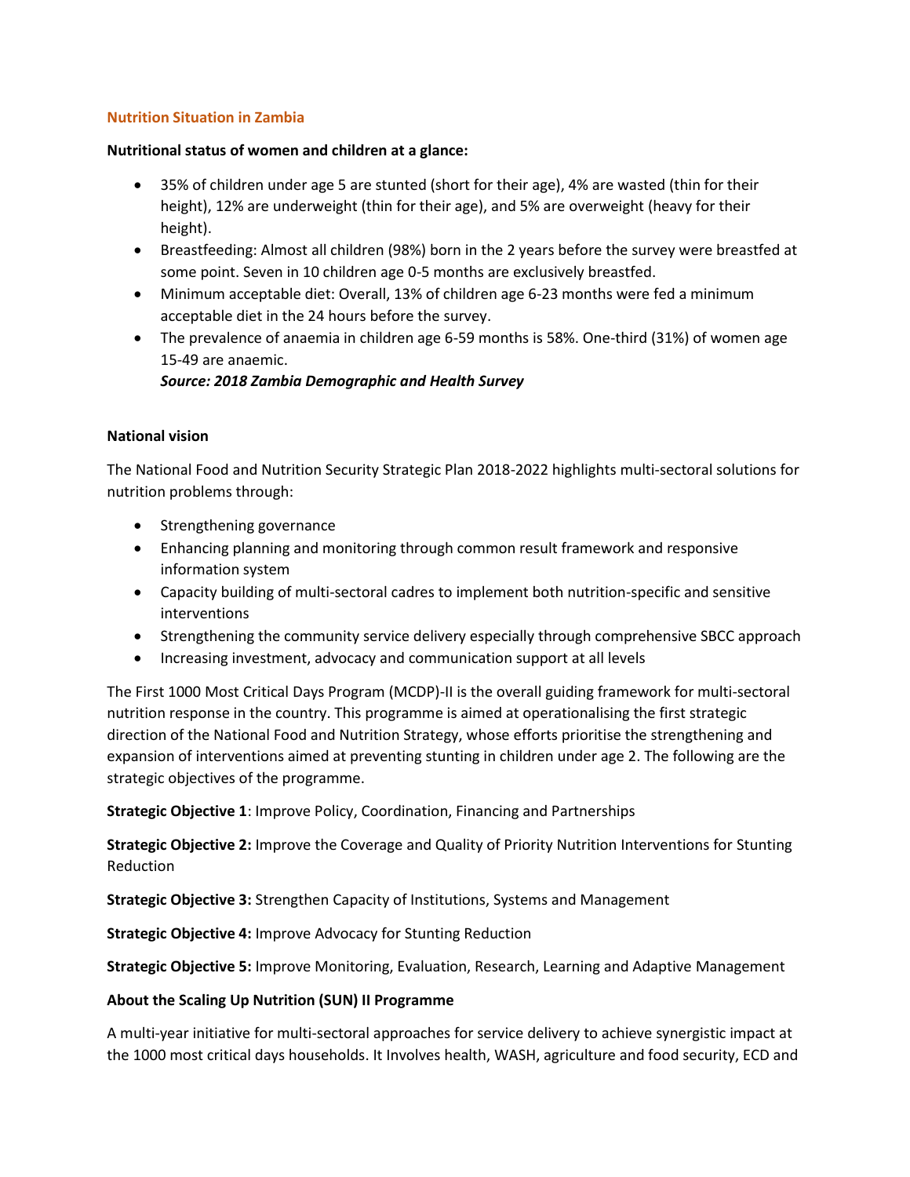## Nutrition Situation in Zambia

**Nutritional status of women and children at a glance:**

- 35% of children under age 5 are stunted (short for their age), 4% are wasted (thin for their height), 12% are underweight (thin for their age), and 5% are overweight (heavy for their height).
- Breastfeeding: Almost all children (98%) born in the 2 years before the survey were breastfed at some point. Seven in 10 children age 0-5 months are exclusively breastfed.
- Minimum acceptable diet: Overall, 13% of children age 6-23 months were fed a minimum acceptable diet in the 24 hours before the survey.
- The prevalence of anaemia in children age 6-59 months is 58%. One-third (31%) of women age 15-49 are anaemic.

  ***Source: 2018 Zambia Demographic and Health Survey***

**National vision**

The National Food and Nutrition Security Strategic Plan 2018-2022 highlights multi-sectoral solutions for nutrition problems through:

- Strengthening governance
- Enhancing planning and monitoring through common result framework and responsive information system
- Capacity building of multi-sectoral cadres to implement both nutrition-specific and sensitive interventions
- Strengthening the community service delivery especially through comprehensive SBCC approach
- Increasing investment, advocacy and communication support at all levels

The First 1000 Most Critical Days Program (MCDP)-II is the overall guiding framework for multi-sectoral nutrition response in the country. This programme is aimed at operationalising the first strategic direction of the National Food and Nutrition Strategy, whose efforts prioritise the strengthening and expansion of interventions aimed at preventing stunting in children under age 2. The following are the strategic objectives of the programme.

**Strategic Objective 1**: Improve Policy, Coordination, Financing and Partnerships

**Strategic Objective 2:** Improve the Coverage and Quality of Priority Nutrition Interventions for Stunting Reduction

**Strategic Objective 3:** Strengthen Capacity of Institutions, Systems and Management

**Strategic Objective 4:** Improve Advocacy for Stunting Reduction

**Strategic Objective 5:** Improve Monitoring, Evaluation, Research, Learning and Adaptive Management

**About the Scaling Up Nutrition (SUN) II Programme**

A multi-year initiative for multi-sectoral approaches for service delivery to achieve synergistic impact at the 1000 most critical days households. It Involves health, WASH, agriculture and food security, ECD and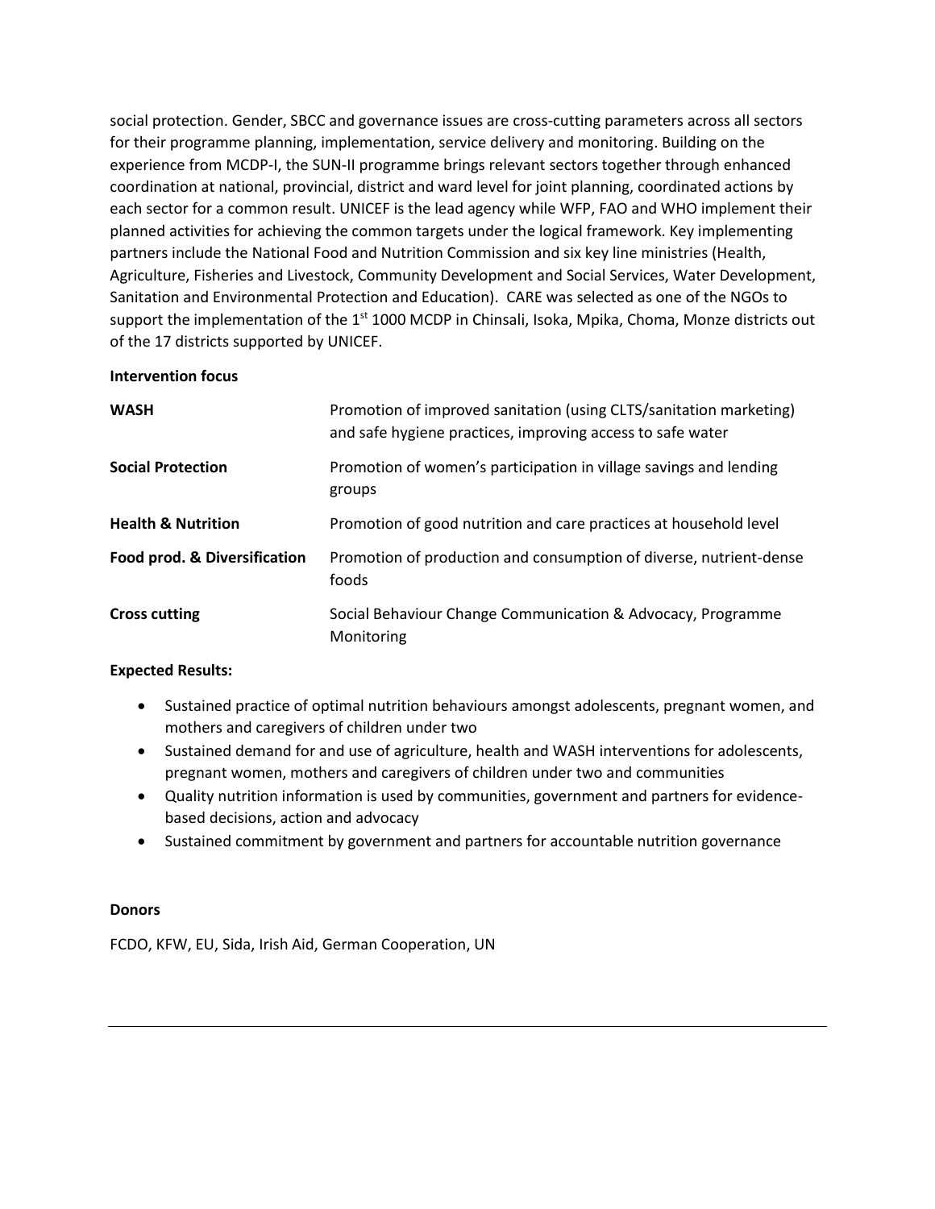social protection. Gender, SBCC and governance issues are cross-cutting parameters across all sectors for their programme planning, implementation, service delivery and monitoring. Building on the experience from MCDP-I, the SUN-II programme brings relevant sectors together through enhanced coordination at national, provincial, district and ward level for joint planning, coordinated actions by each sector for a common result. UNICEF is the lead agency while WFP, FAO and WHO implement their planned activities for achieving the common targets under the logical framework. Key implementing partners include the National Food and Nutrition Commission and six key line ministries (Health, Agriculture, Fisheries and Livestock, Community Development and Social Services, Water Development, Sanitation and Environmental Protection and Education). CARE was selected as one of the NGOs to support the implementation of the 1st 1000 MCDP in Chinsali, Isoka, Mpika, Choma, Monze districts out of the 17 districts supported by UNICEF.

**Intervention focus**

| | |
|---|---|
| **WASH** | Promotion of improved sanitation (using CLTS/sanitation marketing) and safe hygiene practices, improving access to safe water |
| **Social Protection** | Promotion of women's participation in village savings and lending groups |
| **Health & Nutrition** | Promotion of good nutrition and care practices at household level |
| **Food prod. & Diversification** | Promotion of production and consumption of diverse, nutrient-dense foods |
| **Cross cutting** | Social Behaviour Change Communication & Advocacy, Programme Monitoring |

**Expected Results:**

- Sustained practice of optimal nutrition behaviours amongst adolescents, pregnant women, and mothers and caregivers of children under two
- Sustained demand for and use of agriculture, health and WASH interventions for adolescents, pregnant women, mothers and caregivers of children under two and communities
- Quality nutrition information is used by communities, government and partners for evidence-based decisions, action and advocacy
- Sustained commitment by government and partners for accountable nutrition governance

**Donors**

FCDO, KFW, EU, Sida, Irish Aid, German Cooperation, UN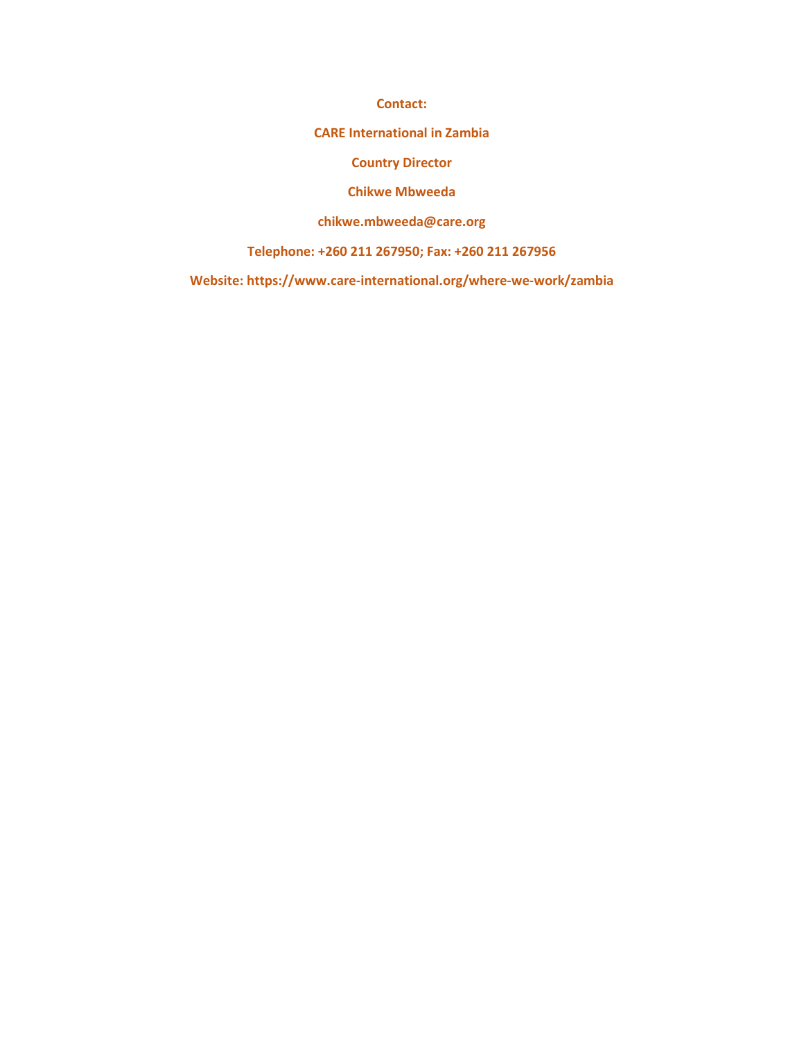**Contact:**

**CARE International in Zambia**

**Country Director**

**Chikwe Mbweeda**

**chikwe.mbweeda@care.org**

**Telephone: +260 211 267950; Fax: +260 211 267956**

**Website: https://www.care-international.org/where-we-work/zambia**